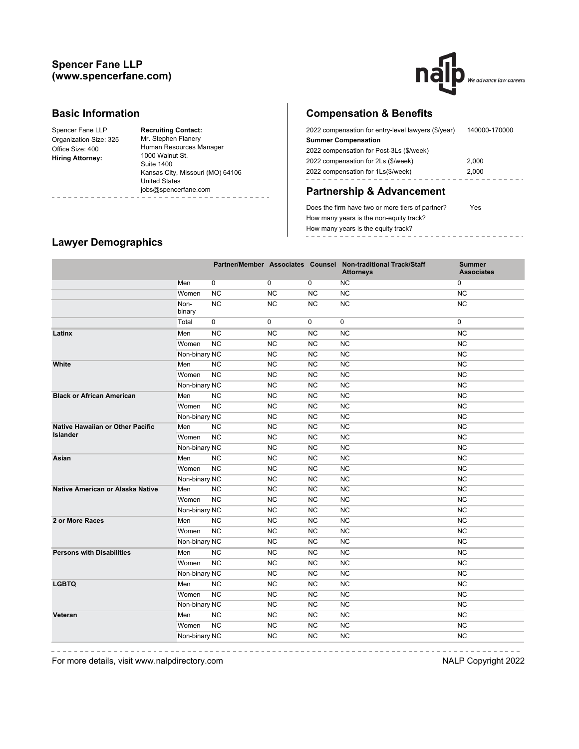## Spencer Fane LLP (www.spencerfane.com)

## Basic Information

Spencer Fane LLP
Organization Size: 325
Office Size: 400
**Hiring Attorney:**

**Recruiting Contact:**
Mr. Stephen Flanery
Human Resources Manager
1000 Walnut St.
Suite 1400
Kansas City, Missouri (MO) 64106
United States
jobs@spencerfane.com

## Compensation & Benefits

| | |
|---|---|
| 2022 compensation for entry-level lawyers ($/year) | 140000-170000 |
| **Summer Compensation** | |
| 2022 compensation for Post-3Ls ($/week) | |
| 2022 compensation for 2Ls ($/week) | 2,000 |
| 2022 compensation for 1Ls($/week) | 2,000 |

## Partnership & Advancement

| | |
|---|---|
| Does the firm have two or more tiers of partner? | Yes |
| How many years is the non-equity track? | |
| How many years is the equity track? | |

## Lawyer Demographics

| | | Partner/Member | Associates | Counsel | Non-traditional Track/Staff Attorneys | Summer Associates |
|---|---|---|---|---|---|---|
| | Men | 0 | 0 | 0 | NC | 0 |
| | Women | NC | NC | NC | NC | NC |
| | Non-binary | NC | NC | NC | NC | NC |
| | Total | 0 | 0 | 0 | 0 | 0 |
| **Latinx** | Men | NC | NC | NC | NC | NC |
| | Women | NC | NC | NC | NC | NC |
| | Non-binary | NC | NC | NC | NC | NC |
| **White** | Men | NC | NC | NC | NC | NC |
| | Women | NC | NC | NC | NC | NC |
| | Non-binary | NC | NC | NC | NC | NC |
| **Black or African American** | Men | NC | NC | NC | NC | NC |
| | Women | NC | NC | NC | NC | NC |
| | Non-binary | NC | NC | NC | NC | NC |
| **Native Hawaiian or Other Pacific Islander** | Men | NC | NC | NC | NC | NC |
| | Women | NC | NC | NC | NC | NC |
| | Non-binary | NC | NC | NC | NC | NC |
| **Asian** | Men | NC | NC | NC | NC | NC |
| | Women | NC | NC | NC | NC | NC |
| | Non-binary | NC | NC | NC | NC | NC |
| **Native American or Alaska Native** | Men | NC | NC | NC | NC | NC |
| | Women | NC | NC | NC | NC | NC |
| | Non-binary | NC | NC | NC | NC | NC |
| **2 or More Races** | Men | NC | NC | NC | NC | NC |
| | Women | NC | NC | NC | NC | NC |
| | Non-binary | NC | NC | NC | NC | NC |
| **Persons with Disabilities** | Men | NC | NC | NC | NC | NC |
| | Women | NC | NC | NC | NC | NC |
| | Non-binary | NC | NC | NC | NC | NC |
| **LGBTQ** | Men | NC | NC | NC | NC | NC |
| | Women | NC | NC | NC | NC | NC |
| | Non-binary | NC | NC | NC | NC | NC |
| **Veteran** | Men | NC | NC | NC | NC | NC |
| | Women | NC | NC | NC | NC | NC |
| | Non-binary | NC | NC | NC | NC | NC |

For more details, visit www.nalpdirectory.com

NALP Copyright 2022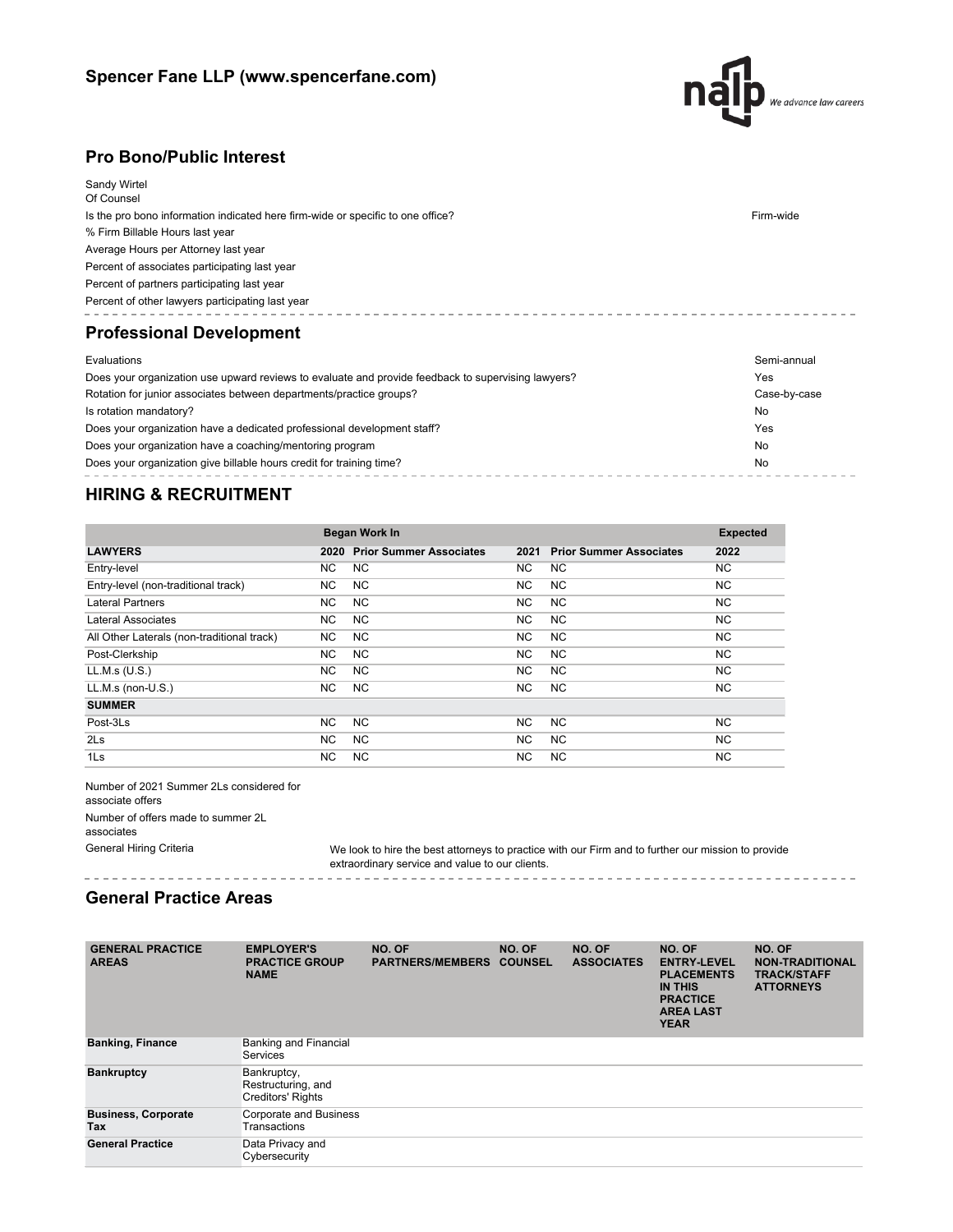# Spencer Fane LLP (www.spencerfane.com)

## Pro Bono/Public Interest

Sandy Wirtel
Of Counsel

| | |
|---|---|
| Is the pro bono information indicated here firm-wide or specific to one office? | Firm-wide |
| % Firm Billable Hours last year | |
| Average Hours per Attorney last year | |
| Percent of associates participating last year | |
| Percent of partners participating last year | |
| Percent of other lawyers participating last year | |

## Professional Development

| | |
|---|---|
| Evaluations | Semi-annual |
| Does your organization use upward reviews to evaluate and provide feedback to supervising lawyers? | Yes |
| Rotation for junior associates between departments/practice groups? | Case-by-case |
| Is rotation mandatory? | No |
| Does your organization have a dedicated professional development staff? | Yes |
| Does your organization have a coaching/mentoring program | No |
| Does your organization give billable hours credit for training time? | No |

## HIRING & RECRUITMENT

| | Began Work In | | | | Expected |
|---|---|---|---|---|---|
| **LAWYERS** | **2020** | **Prior Summer Associates** | **2021** | **Prior Summer Associates** | **2022** |
| Entry-level | NC | NC | NC | NC | NC |
| Entry-level (non-traditional track) | NC | NC | NC | NC | NC |
| Lateral Partners | NC | NC | NC | NC | NC |
| Lateral Associates | NC | NC | NC | NC | NC |
| All Other Laterals (non-traditional track) | NC | NC | NC | NC | NC |
| Post-Clerkship | NC | NC | NC | NC | NC |
| LL.M.s (U.S.) | NC | NC | NC | NC | NC |
| LL.M.s (non-U.S.) | NC | NC | NC | NC | NC |
| **SUMMER** | | | | | |
| Post-3Ls | NC | NC | NC | NC | NC |
| 2Ls | NC | NC | NC | NC | NC |
| 1Ls | NC | NC | NC | NC | NC |

| | |
|---|---|
| Number of 2021 Summer 2Ls considered for associate offers | |
| Number of offers made to summer 2L associates | |
| General Hiring Criteria | We look to hire the best attorneys to practice with our Firm and to further our mission to provide extraordinary service and value to our clients. |

## General Practice Areas

| GENERAL PRACTICE AREAS | EMPLOYER'S PRACTICE GROUP NAME | NO. OF PARTNERS/MEMBERS | NO. OF COUNSEL | NO. OF ASSOCIATES | NO. OF ENTRY-LEVEL PLACEMENTS IN THIS PRACTICE AREA LAST YEAR | NO. OF NON-TRADITIONAL TRACK/STAFF ATTORNEYS |
|---|---|---|---|---|---|---|
| **Banking, Finance** | Banking and Financial Services | | | | | |
| **Bankruptcy** | Bankruptcy, Restructuring, and Creditors' Rights | | | | | |
| **Business, Corporate Tax** | Corporate and Business Transactions | | | | | |
| **General Practice** | Data Privacy and Cybersecurity | | | | | |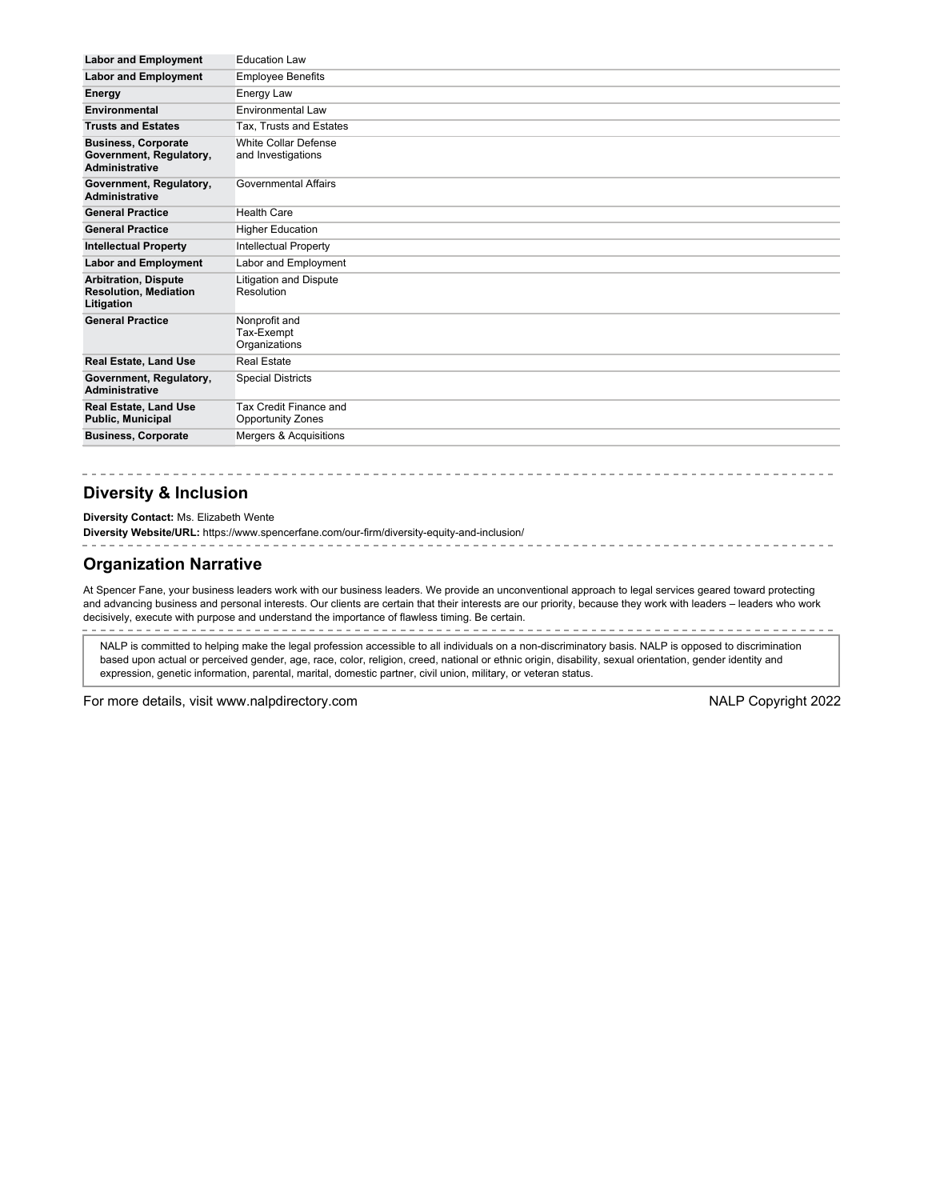| | |
|---|---|
| **Labor and Employment** | Education Law |
| **Labor and Employment** | Employee Benefits |
| **Energy** | Energy Law |
| **Environmental** | Environmental Law |
| **Trusts and Estates** | Tax, Trusts and Estates |
| **Business, Corporate Government, Regulatory, Administrative** | White Collar Defense and Investigations |
| **Government, Regulatory, Administrative** | Governmental Affairs |
| **General Practice** | Health Care |
| **General Practice** | Higher Education |
| **Intellectual Property** | Intellectual Property |
| **Labor and Employment** | Labor and Employment |
| **Arbitration, Dispute Resolution, Mediation Litigation** | Litigation and Dispute Resolution |
| **General Practice** | Nonprofit and Tax-Exempt Organizations |
| **Real Estate, Land Use** | Real Estate |
| **Government, Regulatory, Administrative** | Special Districts |
| **Real Estate, Land Use Public, Municipal** | Tax Credit Finance and Opportunity Zones |
| **Business, Corporate** | Mergers & Acquisitions |

## Diversity & Inclusion

**Diversity Contact:** Ms. Elizabeth Wente

**Diversity Website/URL:** https://www.spencerfane.com/our-firm/diversity-equity-and-inclusion/

## Organization Narrative

At Spencer Fane, your business leaders work with our business leaders. We provide an unconventional approach to legal services geared toward protecting and advancing business and personal interests. Our clients are certain that their interests are our priority, because they work with leaders – leaders who work decisively, execute with purpose and understand the importance of flawless timing. Be certain.

NALP is committed to helping make the legal profession accessible to all individuals on a non-discriminatory basis. NALP is opposed to discrimination based upon actual or perceived gender, age, race, color, religion, creed, national or ethnic origin, disability, sexual orientation, gender identity and expression, genetic information, parental, marital, domestic partner, civil union, military, or veteran status.

For more details, visit www.nalpdirectory.com

NALP Copyright 2022